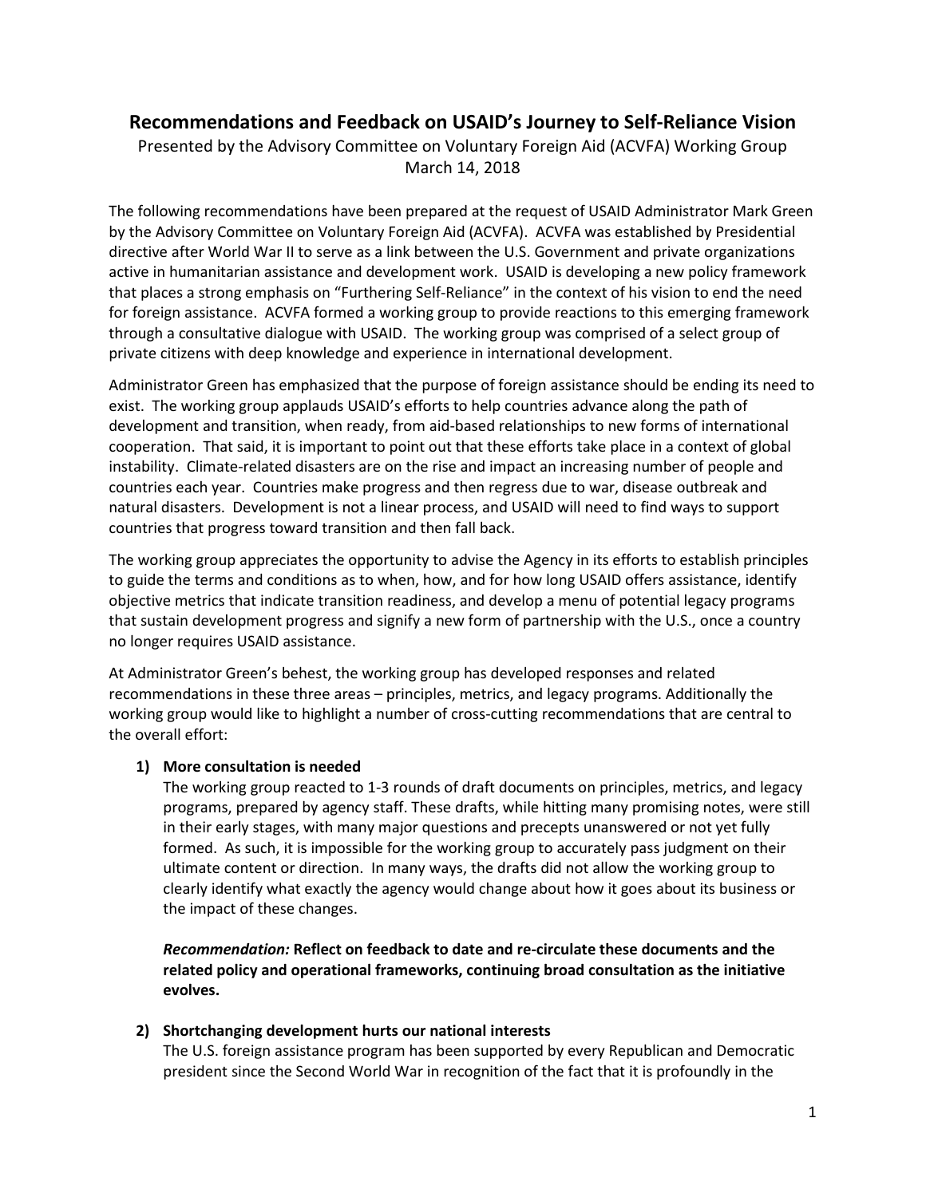# Recommendations and Feedback on USAID's Journey to Self-Reliance Vision

Presented by the Advisory Committee on Voluntary Foreign Aid (ACVFA) Working Group
March 14, 2018

The following recommendations have been prepared at the request of USAID Administrator Mark Green by the Advisory Committee on Voluntary Foreign Aid (ACVFA). ACVFA was established by Presidential directive after World War II to serve as a link between the U.S. Government and private organizations active in humanitarian assistance and development work. USAID is developing a new policy framework that places a strong emphasis on "Furthering Self-Reliance" in the context of his vision to end the need for foreign assistance. ACVFA formed a working group to provide reactions to this emerging framework through a consultative dialogue with USAID. The working group was comprised of a select group of private citizens with deep knowledge and experience in international development.

Administrator Green has emphasized that the purpose of foreign assistance should be ending its need to exist. The working group applauds USAID's efforts to help countries advance along the path of development and transition, when ready, from aid-based relationships to new forms of international cooperation. That said, it is important to point out that these efforts take place in a context of global instability. Climate-related disasters are on the rise and impact an increasing number of people and countries each year. Countries make progress and then regress due to war, disease outbreak and natural disasters. Development is not a linear process, and USAID will need to find ways to support countries that progress toward transition and then fall back.

The working group appreciates the opportunity to advise the Agency in its efforts to establish principles to guide the terms and conditions as to when, how, and for how long USAID offers assistance, identify objective metrics that indicate transition readiness, and develop a menu of potential legacy programs that sustain development progress and signify a new form of partnership with the U.S., once a country no longer requires USAID assistance.

At Administrator Green's behest, the working group has developed responses and related recommendations in these three areas – principles, metrics, and legacy programs. Additionally the working group would like to highlight a number of cross-cutting recommendations that are central to the overall effort:

1) **More consultation is needed**

   The working group reacted to 1-3 rounds of draft documents on principles, metrics, and legacy programs, prepared by agency staff. These drafts, while hitting many promising notes, were still in their early stages, with many major questions and precepts unanswered or not yet fully formed. As such, it is impossible for the working group to accurately pass judgment on their ultimate content or direction. In many ways, the drafts did not allow the working group to clearly identify what exactly the agency would change about how it goes about its business or the impact of these changes.

   ***Recommendation:*** **Reflect on feedback to date and re-circulate these documents and the related policy and operational frameworks, continuing broad consultation as the initiative evolves.**

2) **Shortchanging development hurts our national interests**

   The U.S. foreign assistance program has been supported by every Republican and Democratic president since the Second World War in recognition of the fact that it is profoundly in the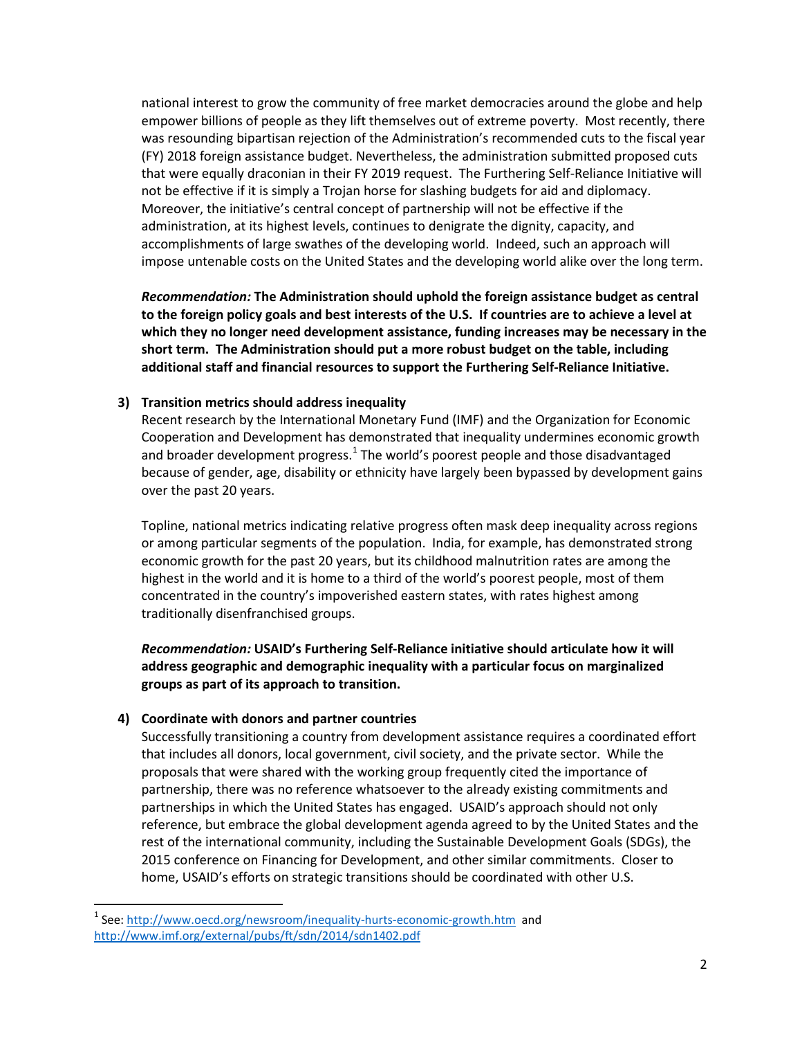national interest to grow the community of free market democracies around the globe and help empower billions of people as they lift themselves out of extreme poverty. Most recently, there was resounding bipartisan rejection of the Administration's recommended cuts to the fiscal year (FY) 2018 foreign assistance budget. Nevertheless, the administration submitted proposed cuts that were equally draconian in their FY 2019 request. The Furthering Self-Reliance Initiative will not be effective if it is simply a Trojan horse for slashing budgets for aid and diplomacy. Moreover, the initiative's central concept of partnership will not be effective if the administration, at its highest levels, continues to denigrate the dignity, capacity, and accomplishments of large swathes of the developing world. Indeed, such an approach will impose untenable costs on the United States and the developing world alike over the long term.

***Recommendation:*** **The Administration should uphold the foreign assistance budget as central to the foreign policy goals and best interests of the U.S. If countries are to achieve a level at which they no longer need development assistance, funding increases may be necessary in the short term. The Administration should put a more robust budget on the table, including additional staff and financial resources to support the Furthering Self-Reliance Initiative.**

**3) Transition metrics should address inequality**

Recent research by the International Monetary Fund (IMF) and the Organization for Economic Cooperation and Development has demonstrated that inequality undermines economic growth and broader development progress.[1] The world's poorest people and those disadvantaged because of gender, age, disability or ethnicity have largely been bypassed by development gains over the past 20 years.

Topline, national metrics indicating relative progress often mask deep inequality across regions or among particular segments of the population. India, for example, has demonstrated strong economic growth for the past 20 years, but its childhood malnutrition rates are among the highest in the world and it is home to a third of the world's poorest people, most of them concentrated in the country's impoverished eastern states, with rates highest among traditionally disenfranchised groups.

***Recommendation:*** **USAID's Furthering Self-Reliance initiative should articulate how it will address geographic and demographic inequality with a particular focus on marginalized groups as part of its approach to transition.**

**4) Coordinate with donors and partner countries**

Successfully transitioning a country from development assistance requires a coordinated effort that includes all donors, local government, civil society, and the private sector. While the proposals that were shared with the working group frequently cited the importance of partnership, there was no reference whatsoever to the already existing commitments and partnerships in which the United States has engaged. USAID's approach should not only reference, but embrace the global development agenda agreed to by the United States and the rest of the international community, including the Sustainable Development Goals (SDGs), the 2015 conference on Financing for Development, and other similar commitments. Closer to home, USAID's efforts on strategic transitions should be coordinated with other U.S.

[1] See: http://www.oecd.org/newsroom/inequality-hurts-economic-growth.htm and http://www.imf.org/external/pubs/ft/sdn/2014/sdn1402.pdf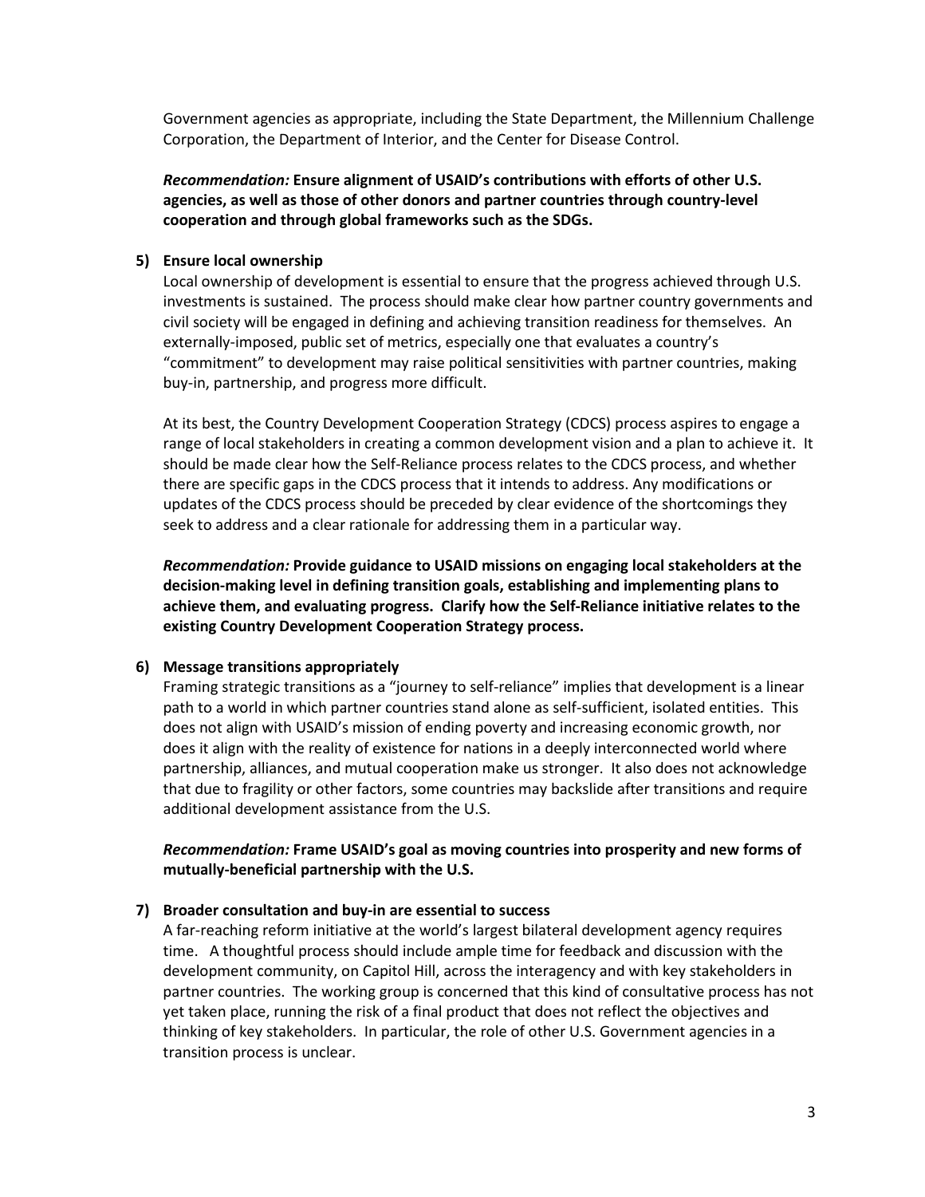Government agencies as appropriate, including the State Department, the Millennium Challenge Corporation, the Department of Interior, and the Center for Disease Control.

***Recommendation:*** **Ensure alignment of USAID's contributions with efforts of other U.S. agencies, as well as those of other donors and partner countries through country-level cooperation and through global frameworks such as the SDGs.**

**5) Ensure local ownership**

Local ownership of development is essential to ensure that the progress achieved through U.S. investments is sustained. The process should make clear how partner country governments and civil society will be engaged in defining and achieving transition readiness for themselves. An externally-imposed, public set of metrics, especially one that evaluates a country's "commitment" to development may raise political sensitivities with partner countries, making buy-in, partnership, and progress more difficult.

At its best, the Country Development Cooperation Strategy (CDCS) process aspires to engage a range of local stakeholders in creating a common development vision and a plan to achieve it. It should be made clear how the Self-Reliance process relates to the CDCS process, and whether there are specific gaps in the CDCS process that it intends to address. Any modifications or updates of the CDCS process should be preceded by clear evidence of the shortcomings they seek to address and a clear rationale for addressing them in a particular way.

***Recommendation:*** **Provide guidance to USAID missions on engaging local stakeholders at the decision-making level in defining transition goals, establishing and implementing plans to achieve them, and evaluating progress. Clarify how the Self-Reliance initiative relates to the existing Country Development Cooperation Strategy process.**

**6) Message transitions appropriately**

Framing strategic transitions as a "journey to self-reliance" implies that development is a linear path to a world in which partner countries stand alone as self-sufficient, isolated entities. This does not align with USAID's mission of ending poverty and increasing economic growth, nor does it align with the reality of existence for nations in a deeply interconnected world where partnership, alliances, and mutual cooperation make us stronger. It also does not acknowledge that due to fragility or other factors, some countries may backslide after transitions and require additional development assistance from the U.S.

***Recommendation:*** **Frame USAID's goal as moving countries into prosperity and new forms of mutually-beneficial partnership with the U.S.**

**7) Broader consultation and buy-in are essential to success**

A far-reaching reform initiative at the world's largest bilateral development agency requires time. A thoughtful process should include ample time for feedback and discussion with the development community, on Capitol Hill, across the interagency and with key stakeholders in partner countries. The working group is concerned that this kind of consultative process has not yet taken place, running the risk of a final product that does not reflect the objectives and thinking of key stakeholders. In particular, the role of other U.S. Government agencies in a transition process is unclear.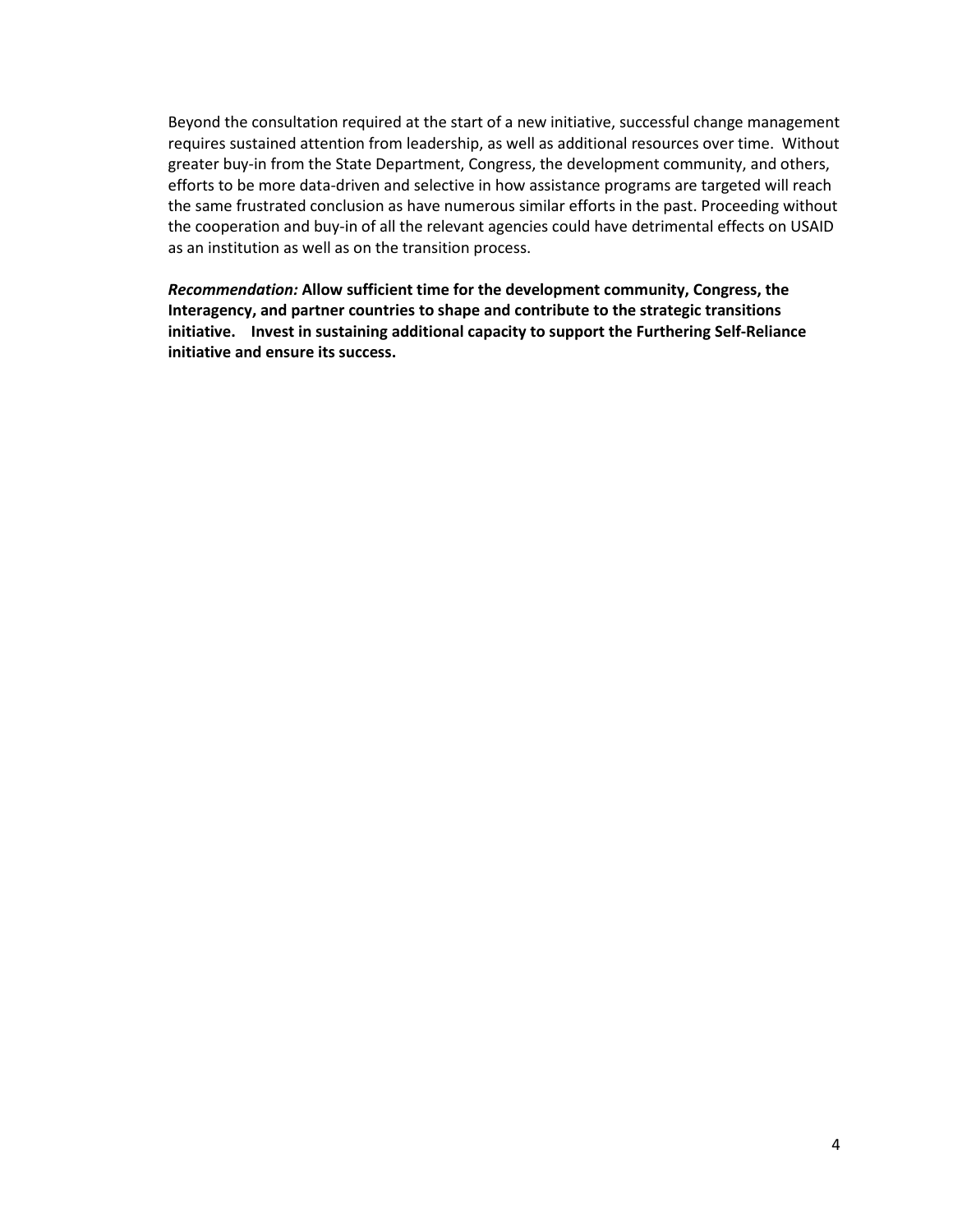Beyond the consultation required at the start of a new initiative, successful change management requires sustained attention from leadership, as well as additional resources over time. Without greater buy-in from the State Department, Congress, the development community, and others, efforts to be more data-driven and selective in how assistance programs are targeted will reach the same frustrated conclusion as have numerous similar efforts in the past. Proceeding without the cooperation and buy-in of all the relevant agencies could have detrimental effects on USAID as an institution as well as on the transition process.

***Recommendation:*** **Allow sufficient time for the development community, Congress, the Interagency, and partner countries to shape and contribute to the strategic transitions initiative. Invest in sustaining additional capacity to support the Furthering Self-Reliance initiative and ensure its success.**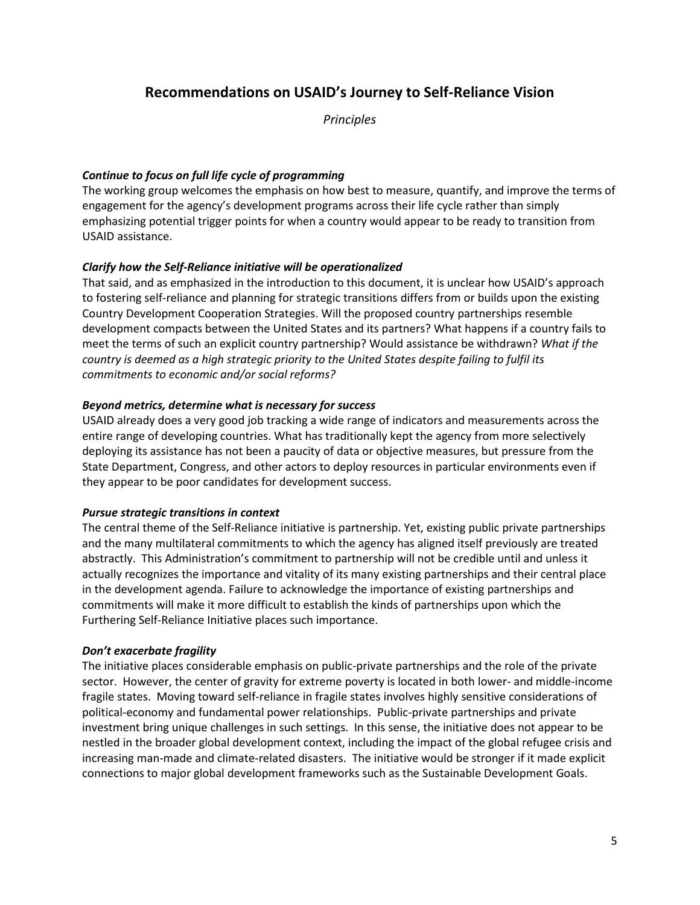## Recommendations on USAID's Journey to Self-Reliance Vision

*Principles*

***Continue to focus on full life cycle of programming***

The working group welcomes the emphasis on how best to measure, quantify, and improve the terms of engagement for the agency's development programs across their life cycle rather than simply emphasizing potential trigger points for when a country would appear to be ready to transition from USAID assistance.

***Clarify how the Self-Reliance initiative will be operationalized***

That said, and as emphasized in the introduction to this document, it is unclear how USAID's approach to fostering self-reliance and planning for strategic transitions differs from or builds upon the existing Country Development Cooperation Strategies. Will the proposed country partnerships resemble development compacts between the United States and its partners? What happens if a country fails to meet the terms of such an explicit country partnership? Would assistance be withdrawn? *What if the country is deemed as a high strategic priority to the United States despite failing to fulfil its commitments to economic and/or social reforms?*

***Beyond metrics, determine what is necessary for success***

USAID already does a very good job tracking a wide range of indicators and measurements across the entire range of developing countries. What has traditionally kept the agency from more selectively deploying its assistance has not been a paucity of data or objective measures, but pressure from the State Department, Congress, and other actors to deploy resources in particular environments even if they appear to be poor candidates for development success.

***Pursue strategic transitions in context***

The central theme of the Self-Reliance initiative is partnership. Yet, existing public private partnerships and the many multilateral commitments to which the agency has aligned itself previously are treated abstractly. This Administration's commitment to partnership will not be credible until and unless it actually recognizes the importance and vitality of its many existing partnerships and their central place in the development agenda. Failure to acknowledge the importance of existing partnerships and commitments will make it more difficult to establish the kinds of partnerships upon which the Furthering Self-Reliance Initiative places such importance.

***Don't exacerbate fragility***

The initiative places considerable emphasis on public-private partnerships and the role of the private sector. However, the center of gravity for extreme poverty is located in both lower- and middle-income fragile states. Moving toward self-reliance in fragile states involves highly sensitive considerations of political-economy and fundamental power relationships. Public-private partnerships and private investment bring unique challenges in such settings. In this sense, the initiative does not appear to be nestled in the broader global development context, including the impact of the global refugee crisis and increasing man-made and climate-related disasters. The initiative would be stronger if it made explicit connections to major global development frameworks such as the Sustainable Development Goals.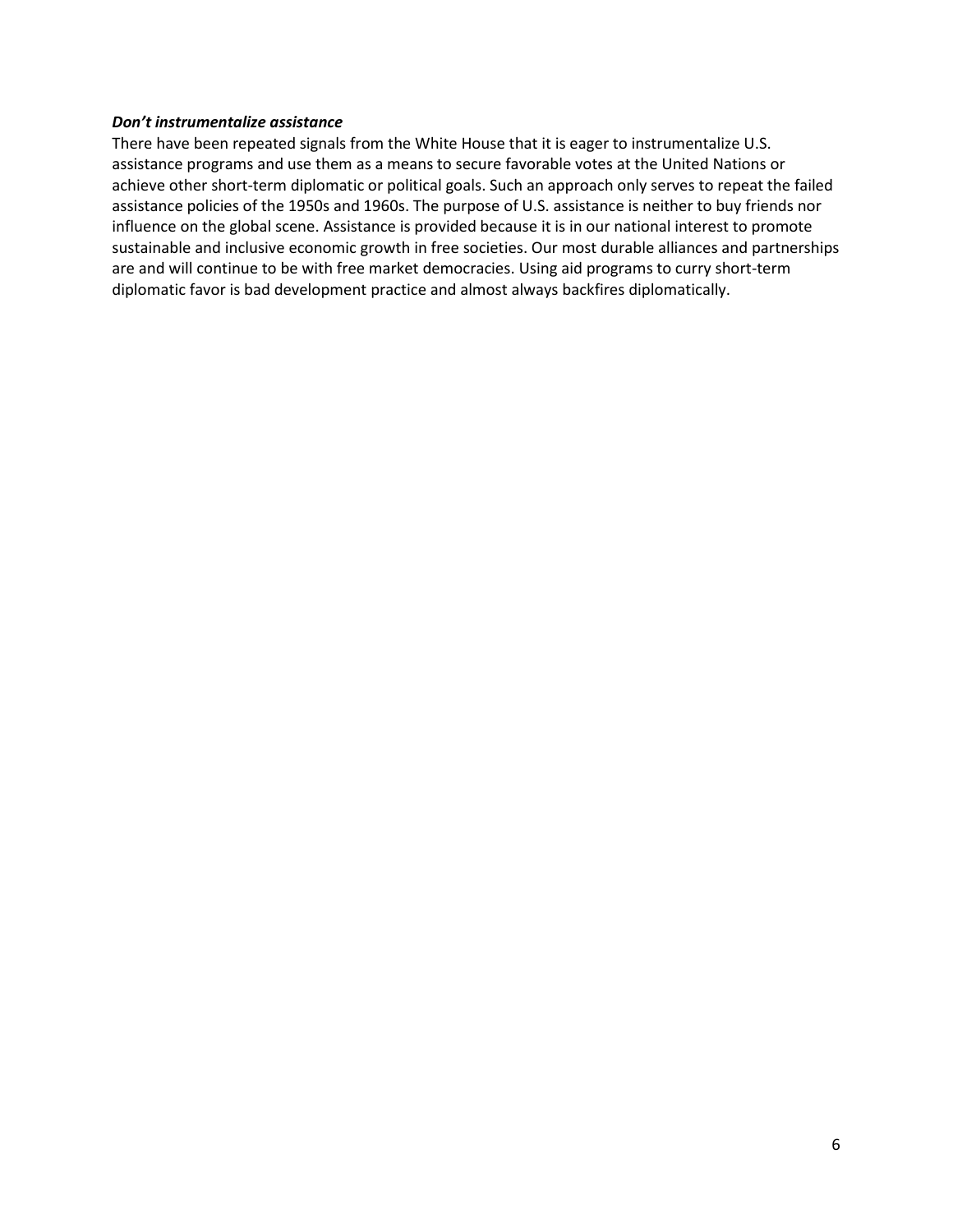***Don't instrumentalize assistance***

There have been repeated signals from the White House that it is eager to instrumentalize U.S. assistance programs and use them as a means to secure favorable votes at the United Nations or achieve other short-term diplomatic or political goals. Such an approach only serves to repeat the failed assistance policies of the 1950s and 1960s. The purpose of U.S. assistance is neither to buy friends nor influence on the global scene. Assistance is provided because it is in our national interest to promote sustainable and inclusive economic growth in free societies. Our most durable alliances and partnerships are and will continue to be with free market democracies. Using aid programs to curry short-term diplomatic favor is bad development practice and almost always backfires diplomatically.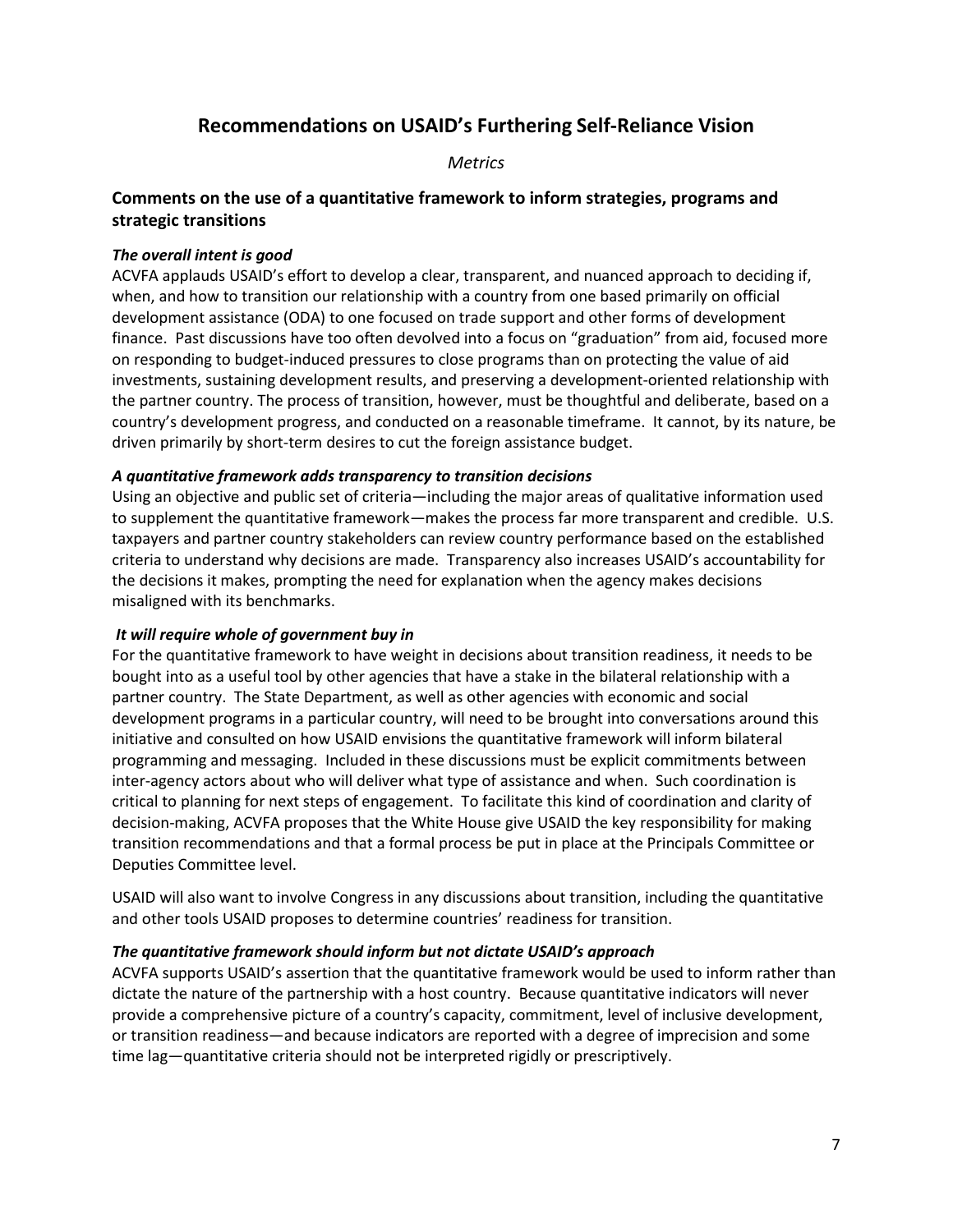# Recommendations on USAID's Furthering Self-Reliance Vision

*Metrics*

## Comments on the use of a quantitative framework to inform strategies, programs and strategic transitions

***The overall intent is good***

ACVFA applauds USAID's effort to develop a clear, transparent, and nuanced approach to deciding if, when, and how to transition our relationship with a country from one based primarily on official development assistance (ODA) to one focused on trade support and other forms of development finance. Past discussions have too often devolved into a focus on "graduation" from aid, focused more on responding to budget-induced pressures to close programs than on protecting the value of aid investments, sustaining development results, and preserving a development-oriented relationship with the partner country. The process of transition, however, must be thoughtful and deliberate, based on a country's development progress, and conducted on a reasonable timeframe. It cannot, by its nature, be driven primarily by short-term desires to cut the foreign assistance budget.

***A quantitative framework adds transparency to transition decisions***

Using an objective and public set of criteria—including the major areas of qualitative information used to supplement the quantitative framework—makes the process far more transparent and credible. U.S. taxpayers and partner country stakeholders can review country performance based on the established criteria to understand why decisions are made. Transparency also increases USAID's accountability for the decisions it makes, prompting the need for explanation when the agency makes decisions misaligned with its benchmarks.

***It will require whole of government buy in***

For the quantitative framework to have weight in decisions about transition readiness, it needs to be bought into as a useful tool by other agencies that have a stake in the bilateral relationship with a partner country. The State Department, as well as other agencies with economic and social development programs in a particular country, will need to be brought into conversations around this initiative and consulted on how USAID envisions the quantitative framework will inform bilateral programming and messaging. Included in these discussions must be explicit commitments between inter-agency actors about who will deliver what type of assistance and when. Such coordination is critical to planning for next steps of engagement. To facilitate this kind of coordination and clarity of decision-making, ACVFA proposes that the White House give USAID the key responsibility for making transition recommendations and that a formal process be put in place at the Principals Committee or Deputies Committee level.

USAID will also want to involve Congress in any discussions about transition, including the quantitative and other tools USAID proposes to determine countries' readiness for transition.

***The quantitative framework should inform but not dictate USAID's approach***

ACVFA supports USAID's assertion that the quantitative framework would be used to inform rather than dictate the nature of the partnership with a host country. Because quantitative indicators will never provide a comprehensive picture of a country's capacity, commitment, level of inclusive development, or transition readiness—and because indicators are reported with a degree of imprecision and some time lag—quantitative criteria should not be interpreted rigidly or prescriptively.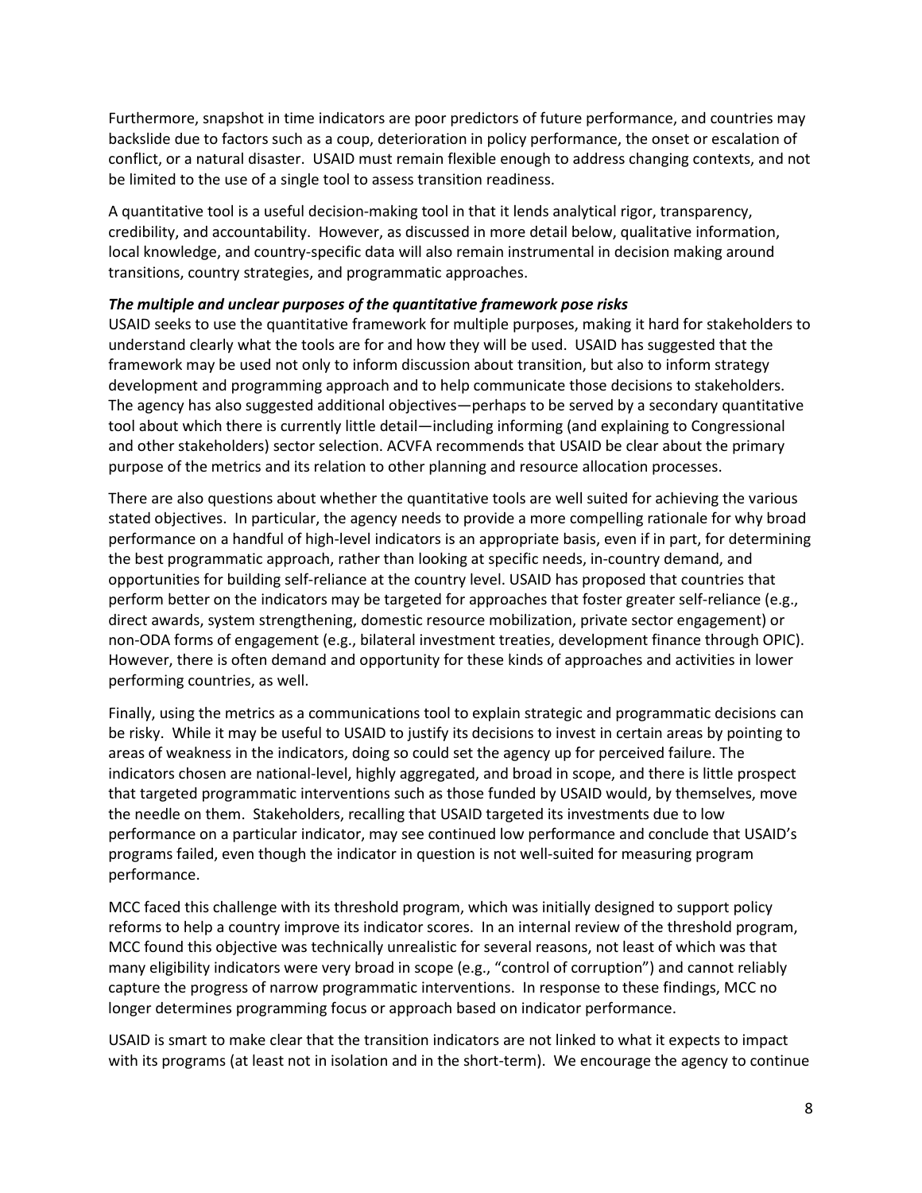Furthermore, snapshot in time indicators are poor predictors of future performance, and countries may backslide due to factors such as a coup, deterioration in policy performance, the onset or escalation of conflict, or a natural disaster. USAID must remain flexible enough to address changing contexts, and not be limited to the use of a single tool to assess transition readiness.

A quantitative tool is a useful decision-making tool in that it lends analytical rigor, transparency, credibility, and accountability. However, as discussed in more detail below, qualitative information, local knowledge, and country-specific data will also remain instrumental in decision making around transitions, country strategies, and programmatic approaches.

***The multiple and unclear purposes of the quantitative framework pose risks***

USAID seeks to use the quantitative framework for multiple purposes, making it hard for stakeholders to understand clearly what the tools are for and how they will be used. USAID has suggested that the framework may be used not only to inform discussion about transition, but also to inform strategy development and programming approach and to help communicate those decisions to stakeholders. The agency has also suggested additional objectives—perhaps to be served by a secondary quantitative tool about which there is currently little detail—including informing (and explaining to Congressional and other stakeholders) sector selection. ACVFA recommends that USAID be clear about the primary purpose of the metrics and its relation to other planning and resource allocation processes.

There are also questions about whether the quantitative tools are well suited for achieving the various stated objectives. In particular, the agency needs to provide a more compelling rationale for why broad performance on a handful of high-level indicators is an appropriate basis, even if in part, for determining the best programmatic approach, rather than looking at specific needs, in-country demand, and opportunities for building self-reliance at the country level. USAID has proposed that countries that perform better on the indicators may be targeted for approaches that foster greater self-reliance (e.g., direct awards, system strengthening, domestic resource mobilization, private sector engagement) or non-ODA forms of engagement (e.g., bilateral investment treaties, development finance through OPIC). However, there is often demand and opportunity for these kinds of approaches and activities in lower performing countries, as well.

Finally, using the metrics as a communications tool to explain strategic and programmatic decisions can be risky. While it may be useful to USAID to justify its decisions to invest in certain areas by pointing to areas of weakness in the indicators, doing so could set the agency up for perceived failure. The indicators chosen are national-level, highly aggregated, and broad in scope, and there is little prospect that targeted programmatic interventions such as those funded by USAID would, by themselves, move the needle on them. Stakeholders, recalling that USAID targeted its investments due to low performance on a particular indicator, may see continued low performance and conclude that USAID's programs failed, even though the indicator in question is not well-suited for measuring program performance.

MCC faced this challenge with its threshold program, which was initially designed to support policy reforms to help a country improve its indicator scores. In an internal review of the threshold program, MCC found this objective was technically unrealistic for several reasons, not least of which was that many eligibility indicators were very broad in scope (e.g., "control of corruption") and cannot reliably capture the progress of narrow programmatic interventions. In response to these findings, MCC no longer determines programming focus or approach based on indicator performance.

USAID is smart to make clear that the transition indicators are not linked to what it expects to impact with its programs (at least not in isolation and in the short-term). We encourage the agency to continue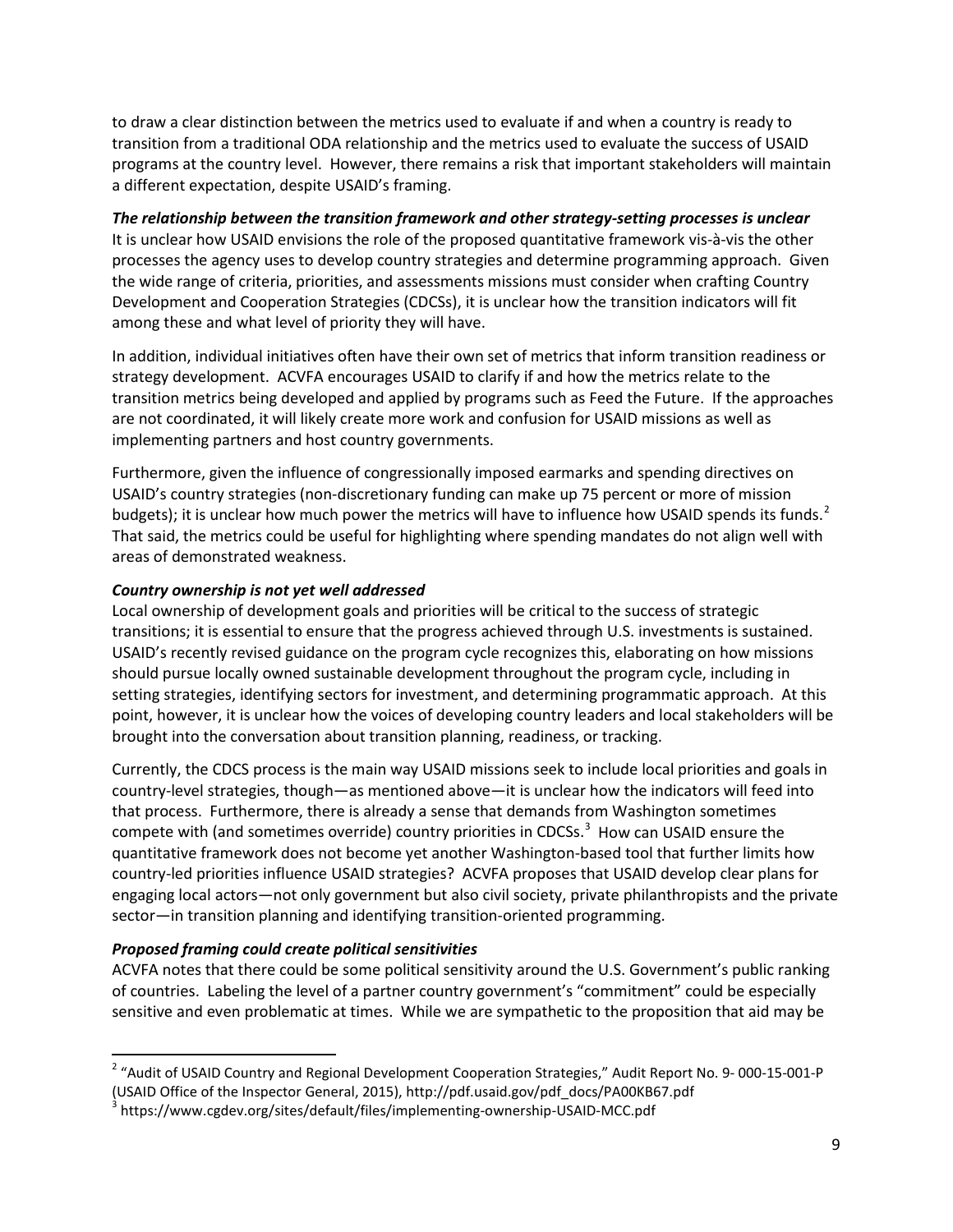to draw a clear distinction between the metrics used to evaluate if and when a country is ready to transition from a traditional ODA relationship and the metrics used to evaluate the success of USAID programs at the country level. However, there remains a risk that important stakeholders will maintain a different expectation, despite USAID's framing.

***The relationship between the transition framework and other strategy-setting processes is unclear***

It is unclear how USAID envisions the role of the proposed quantitative framework vis-à-vis the other processes the agency uses to develop country strategies and determine programming approach. Given the wide range of criteria, priorities, and assessments missions must consider when crafting Country Development and Cooperation Strategies (CDCSs), it is unclear how the transition indicators will fit among these and what level of priority they will have.

In addition, individual initiatives often have their own set of metrics that inform transition readiness or strategy development. ACVFA encourages USAID to clarify if and how the metrics relate to the transition metrics being developed and applied by programs such as Feed the Future. If the approaches are not coordinated, it will likely create more work and confusion for USAID missions as well as implementing partners and host country governments.

Furthermore, given the influence of congressionally imposed earmarks and spending directives on USAID's country strategies (non-discretionary funding can make up 75 percent or more of mission budgets); it is unclear how much power the metrics will have to influence how USAID spends its funds.[2] That said, the metrics could be useful for highlighting where spending mandates do not align well with areas of demonstrated weakness.

***Country ownership is not yet well addressed***

Local ownership of development goals and priorities will be critical to the success of strategic transitions; it is essential to ensure that the progress achieved through U.S. investments is sustained. USAID's recently revised guidance on the program cycle recognizes this, elaborating on how missions should pursue locally owned sustainable development throughout the program cycle, including in setting strategies, identifying sectors for investment, and determining programmatic approach. At this point, however, it is unclear how the voices of developing country leaders and local stakeholders will be brought into the conversation about transition planning, readiness, or tracking.

Currently, the CDCS process is the main way USAID missions seek to include local priorities and goals in country-level strategies, though—as mentioned above—it is unclear how the indicators will feed into that process. Furthermore, there is already a sense that demands from Washington sometimes compete with (and sometimes override) country priorities in CDCSs.[3] How can USAID ensure the quantitative framework does not become yet another Washington-based tool that further limits how country-led priorities influence USAID strategies? ACVFA proposes that USAID develop clear plans for engaging local actors—not only government but also civil society, private philanthropists and the private sector—in transition planning and identifying transition-oriented programming.

***Proposed framing could create political sensitivities***

ACVFA notes that there could be some political sensitivity around the U.S. Government's public ranking of countries. Labeling the level of a partner country government's "commitment" could be especially sensitive and even problematic at times. While we are sympathetic to the proposition that aid may be

---

[2] "Audit of USAID Country and Regional Development Cooperation Strategies," Audit Report No. 9- 000-15-001-P (USAID Office of the Inspector General, 2015), http://pdf.usaid.gov/pdf_docs/PA00KB67.pdf

[3] https://www.cgdev.org/sites/default/files/implementing-ownership-USAID-MCC.pdf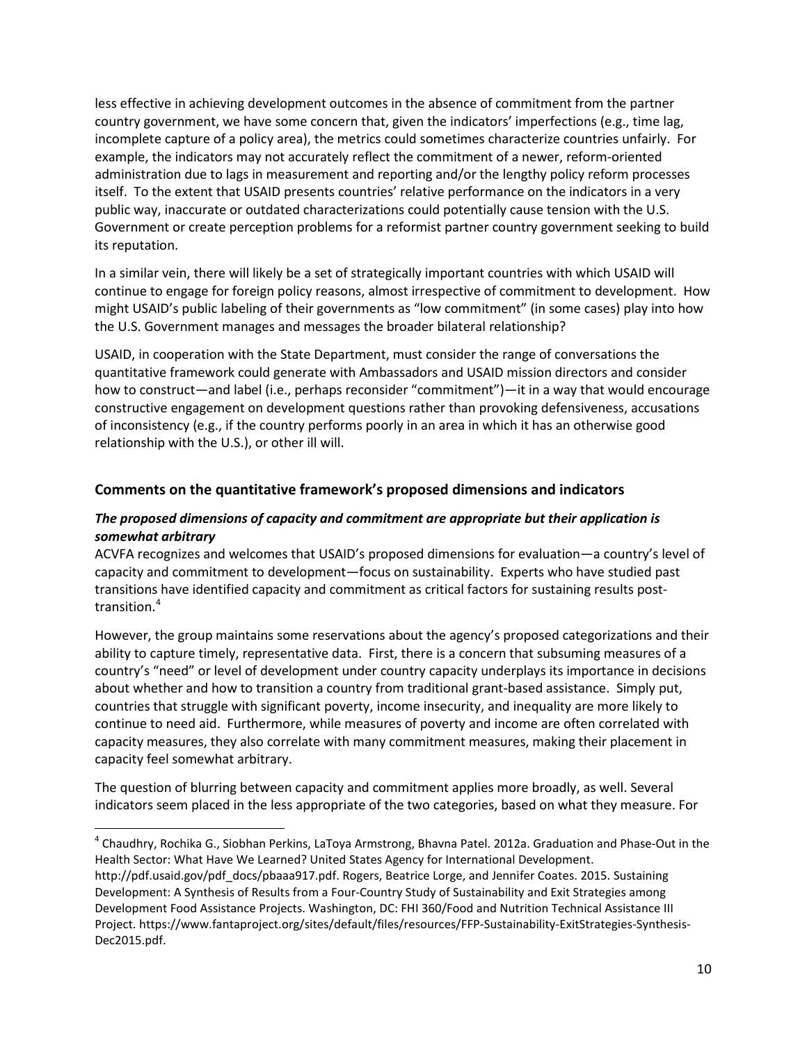less effective in achieving development outcomes in the absence of commitment from the partner country government, we have some concern that, given the indicators' imperfections (e.g., time lag, incomplete capture of a policy area), the metrics could sometimes characterize countries unfairly. For example, the indicators may not accurately reflect the commitment of a newer, reform-oriented administration due to lags in measurement and reporting and/or the lengthy policy reform processes itself. To the extent that USAID presents countries' relative performance on the indicators in a very public way, inaccurate or outdated characterizations could potentially cause tension with the U.S. Government or create perception problems for a reformist partner country government seeking to build its reputation.

In a similar vein, there will likely be a set of strategically important countries with which USAID will continue to engage for foreign policy reasons, almost irrespective of commitment to development. How might USAID's public labeling of their governments as "low commitment" (in some cases) play into how the U.S. Government manages and messages the broader bilateral relationship?

USAID, in cooperation with the State Department, must consider the range of conversations the quantitative framework could generate with Ambassadors and USAID mission directors and consider how to construct—and label (i.e., perhaps reconsider "commitment")—it in a way that would encourage constructive engagement on development questions rather than provoking defensiveness, accusations of inconsistency (e.g., if the country performs poorly in an area in which it has an otherwise good relationship with the U.S.), or other ill will.

## Comments on the quantitative framework's proposed dimensions and indicators

### *The proposed dimensions of capacity and commitment are appropriate but their application is somewhat arbitrary*

ACVFA recognizes and welcomes that USAID's proposed dimensions for evaluation—a country's level of capacity and commitment to development—focus on sustainability. Experts who have studied past transitions have identified capacity and commitment as critical factors for sustaining results post-transition.[4]

However, the group maintains some reservations about the agency's proposed categorizations and their ability to capture timely, representative data. First, there is a concern that subsuming measures of a country's "need" or level of development under country capacity underplays its importance in decisions about whether and how to transition a country from traditional grant-based assistance. Simply put, countries that struggle with significant poverty, income insecurity, and inequality are more likely to continue to need aid. Furthermore, while measures of poverty and income are often correlated with capacity measures, they also correlate with many commitment measures, making their placement in capacity feel somewhat arbitrary.

The question of blurring between capacity and commitment applies more broadly, as well. Several indicators seem placed in the less appropriate of the two categories, based on what they measure. For

---

[4] Chaudhry, Rochika G., Siobhan Perkins, LaToya Armstrong, Bhavna Patel. 2012a. Graduation and Phase-Out in the Health Sector: What Have We Learned? United States Agency for International Development. http://pdf.usaid.gov/pdf_docs/pbaaa917.pdf. Rogers, Beatrice Lorge, and Jennifer Coates. 2015. Sustaining Development: A Synthesis of Results from a Four-Country Study of Sustainability and Exit Strategies among Development Food Assistance Projects. Washington, DC: FHI 360/Food and Nutrition Technical Assistance III Project. https://www.fantaproject.org/sites/default/files/resources/FFP-Sustainability-ExitStrategies-Synthesis-Dec2015.pdf.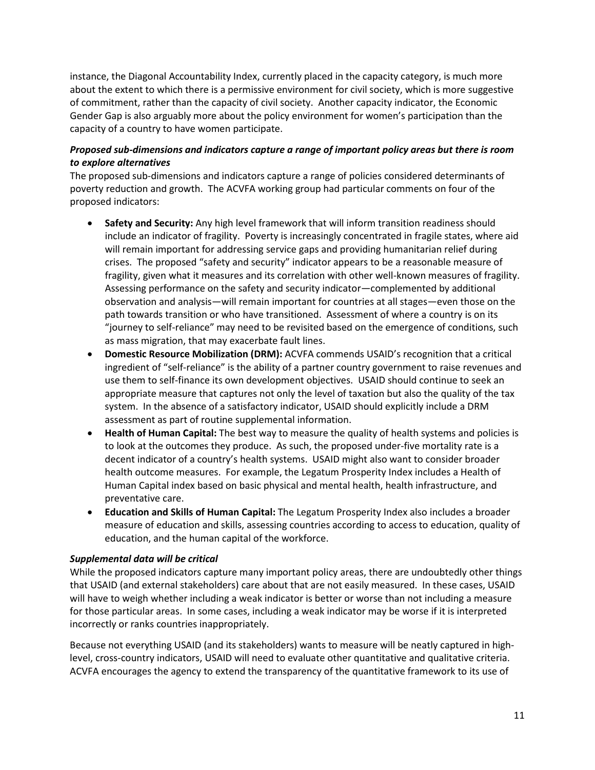instance, the Diagonal Accountability Index, currently placed in the capacity category, is much more about the extent to which there is a permissive environment for civil society, which is more suggestive of commitment, rather than the capacity of civil society. Another capacity indicator, the Economic Gender Gap is also arguably more about the policy environment for women's participation than the capacity of a country to have women participate.

***Proposed sub-dimensions and indicators capture a range of important policy areas but there is room to explore alternatives***

The proposed sub-dimensions and indicators capture a range of policies considered determinants of poverty reduction and growth. The ACVFA working group had particular comments on four of the proposed indicators:

- **Safety and Security:** Any high level framework that will inform transition readiness should include an indicator of fragility. Poverty is increasingly concentrated in fragile states, where aid will remain important for addressing service gaps and providing humanitarian relief during crises. The proposed "safety and security" indicator appears to be a reasonable measure of fragility, given what it measures and its correlation with other well-known measures of fragility. Assessing performance on the safety and security indicator—complemented by additional observation and analysis—will remain important for countries at all stages—even those on the path towards transition or who have transitioned. Assessment of where a country is on its "journey to self-reliance" may need to be revisited based on the emergence of conditions, such as mass migration, that may exacerbate fault lines.
- **Domestic Resource Mobilization (DRM):** ACVFA commends USAID's recognition that a critical ingredient of "self-reliance" is the ability of a partner country government to raise revenues and use them to self-finance its own development objectives. USAID should continue to seek an appropriate measure that captures not only the level of taxation but also the quality of the tax system. In the absence of a satisfactory indicator, USAID should explicitly include a DRM assessment as part of routine supplemental information.
- **Health of Human Capital:** The best way to measure the quality of health systems and policies is to look at the outcomes they produce. As such, the proposed under-five mortality rate is a decent indicator of a country's health systems. USAID might also want to consider broader health outcome measures. For example, the Legatum Prosperity Index includes a Health of Human Capital index based on basic physical and mental health, health infrastructure, and preventative care.
- **Education and Skills of Human Capital:** The Legatum Prosperity Index also includes a broader measure of education and skills, assessing countries according to access to education, quality of education, and the human capital of the workforce.

***Supplemental data will be critical***

While the proposed indicators capture many important policy areas, there are undoubtedly other things that USAID (and external stakeholders) care about that are not easily measured. In these cases, USAID will have to weigh whether including a weak indicator is better or worse than not including a measure for those particular areas. In some cases, including a weak indicator may be worse if it is interpreted incorrectly or ranks countries inappropriately.

Because not everything USAID (and its stakeholders) wants to measure will be neatly captured in high-level, cross-country indicators, USAID will need to evaluate other quantitative and qualitative criteria. ACVFA encourages the agency to extend the transparency of the quantitative framework to its use of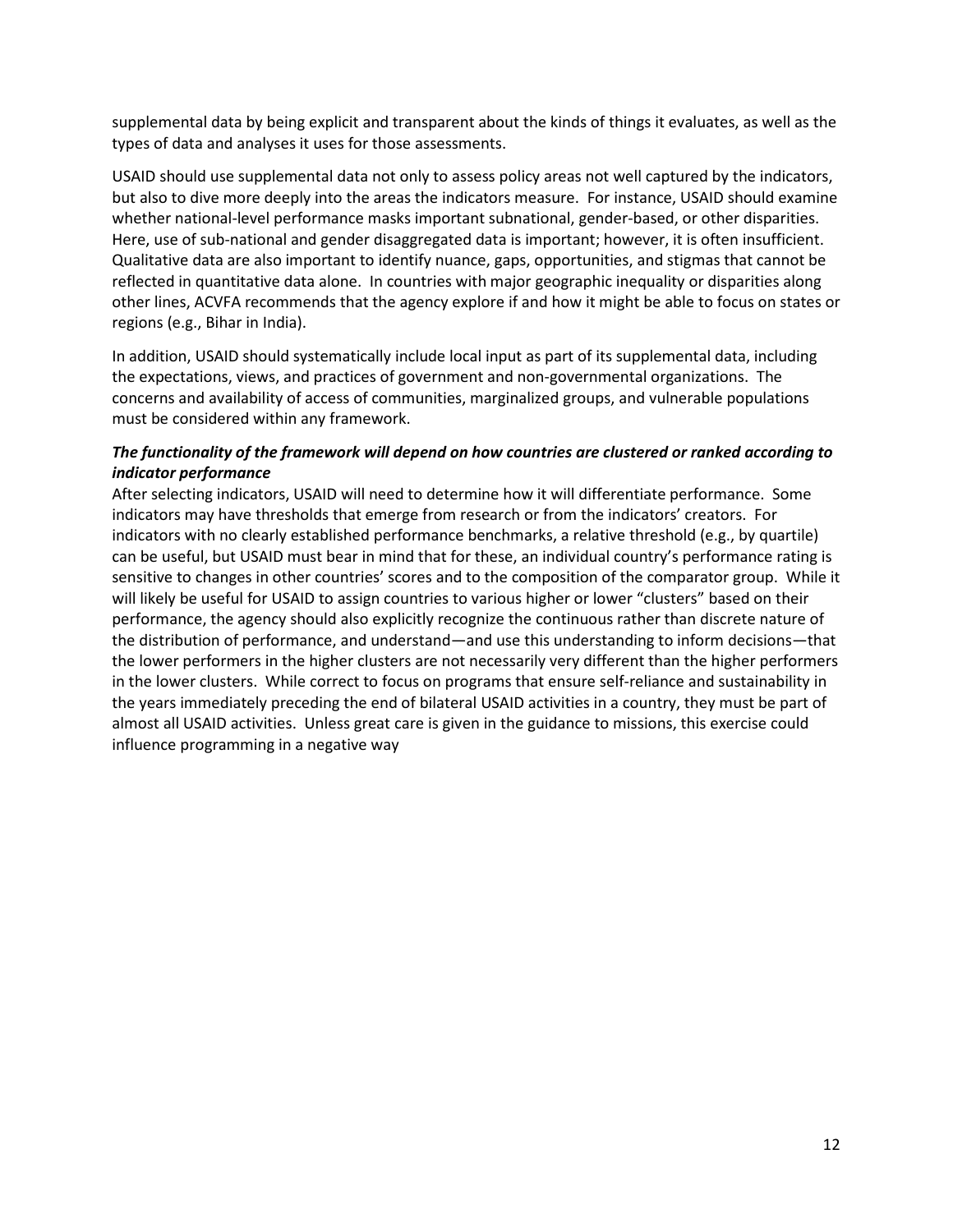supplemental data by being explicit and transparent about the kinds of things it evaluates, as well as the types of data and analyses it uses for those assessments.

USAID should use supplemental data not only to assess policy areas not well captured by the indicators, but also to dive more deeply into the areas the indicators measure. For instance, USAID should examine whether national-level performance masks important subnational, gender-based, or other disparities. Here, use of sub-national and gender disaggregated data is important; however, it is often insufficient. Qualitative data are also important to identify nuance, gaps, opportunities, and stigmas that cannot be reflected in quantitative data alone. In countries with major geographic inequality or disparities along other lines, ACVFA recommends that the agency explore if and how it might be able to focus on states or regions (e.g., Bihar in India).

In addition, USAID should systematically include local input as part of its supplemental data, including the expectations, views, and practices of government and non-governmental organizations. The concerns and availability of access of communities, marginalized groups, and vulnerable populations must be considered within any framework.

***The functionality of the framework will depend on how countries are clustered or ranked according to indicator performance***

After selecting indicators, USAID will need to determine how it will differentiate performance. Some indicators may have thresholds that emerge from research or from the indicators' creators. For indicators with no clearly established performance benchmarks, a relative threshold (e.g., by quartile) can be useful, but USAID must bear in mind that for these, an individual country's performance rating is sensitive to changes in other countries' scores and to the composition of the comparator group. While it will likely be useful for USAID to assign countries to various higher or lower "clusters" based on their performance, the agency should also explicitly recognize the continuous rather than discrete nature of the distribution of performance, and understand—and use this understanding to inform decisions—that the lower performers in the higher clusters are not necessarily very different than the higher performers in the lower clusters. While correct to focus on programs that ensure self-reliance and sustainability in the years immediately preceding the end of bilateral USAID activities in a country, they must be part of almost all USAID activities. Unless great care is given in the guidance to missions, this exercise could influence programming in a negative way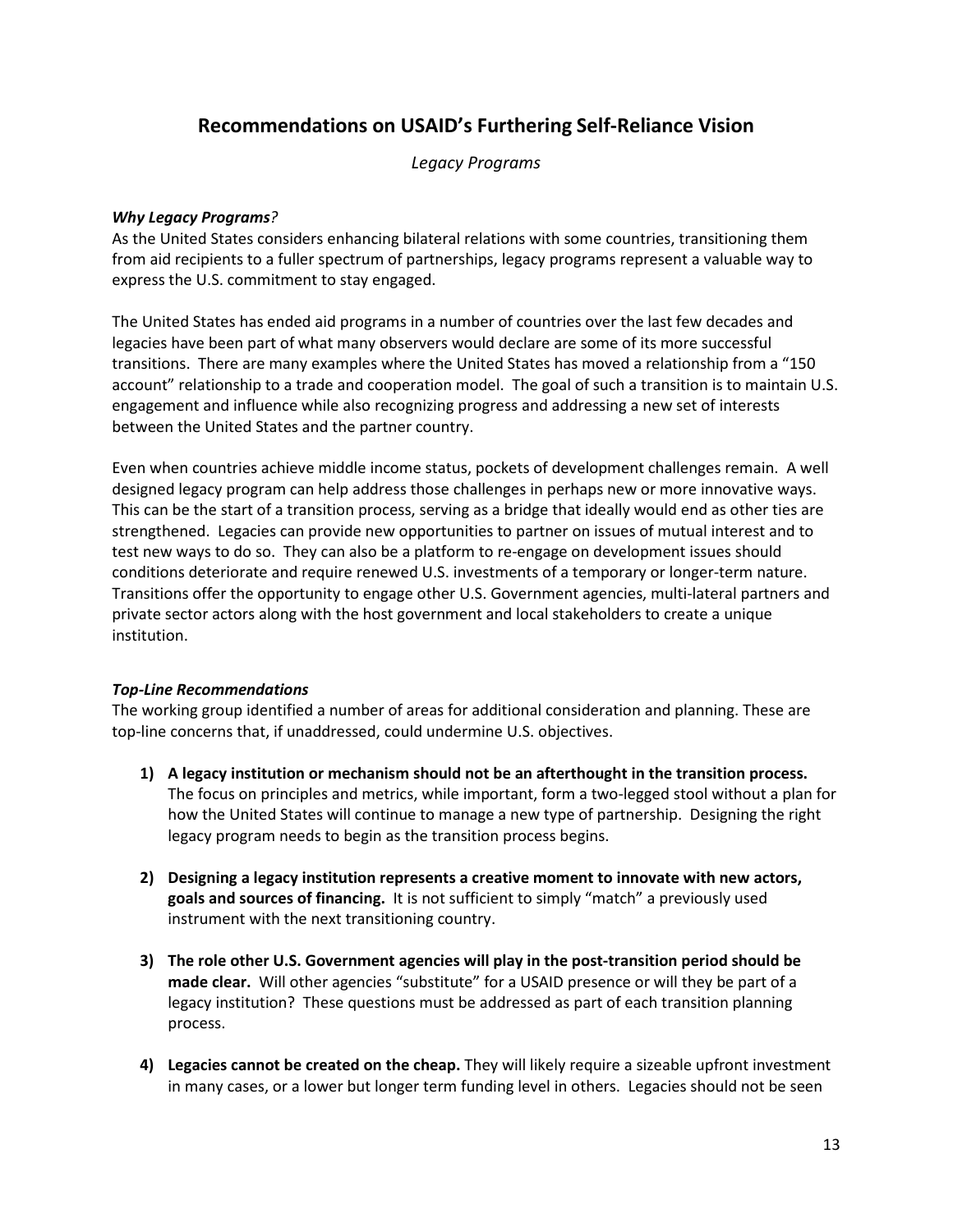## Recommendations on USAID's Furthering Self-Reliance Vision

*Legacy Programs*

***Why Legacy Programs****?*

As the United States considers enhancing bilateral relations with some countries, transitioning them from aid recipients to a fuller spectrum of partnerships, legacy programs represent a valuable way to express the U.S. commitment to stay engaged.

The United States has ended aid programs in a number of countries over the last few decades and legacies have been part of what many observers would declare are some of its more successful transitions. There are many examples where the United States has moved a relationship from a "150 account" relationship to a trade and cooperation model. The goal of such a transition is to maintain U.S. engagement and influence while also recognizing progress and addressing a new set of interests between the United States and the partner country.

Even when countries achieve middle income status, pockets of development challenges remain. A well designed legacy program can help address those challenges in perhaps new or more innovative ways. This can be the start of a transition process, serving as a bridge that ideally would end as other ties are strengthened. Legacies can provide new opportunities to partner on issues of mutual interest and to test new ways to do so. They can also be a platform to re-engage on development issues should conditions deteriorate and require renewed U.S. investments of a temporary or longer-term nature. Transitions offer the opportunity to engage other U.S. Government agencies, multi-lateral partners and private sector actors along with the host government and local stakeholders to create a unique institution.

***Top-Line Recommendations***

The working group identified a number of areas for additional consideration and planning. These are top-line concerns that, if unaddressed, could undermine U.S. objectives.

1) **A legacy institution or mechanism should not be an afterthought in the transition process.** The focus on principles and metrics, while important, form a two-legged stool without a plan for how the United States will continue to manage a new type of partnership. Designing the right legacy program needs to begin as the transition process begins.

2) **Designing a legacy institution represents a creative moment to innovate with new actors, goals and sources of financing.** It is not sufficient to simply "match" a previously used instrument with the next transitioning country.

3) **The role other U.S. Government agencies will play in the post-transition period should be made clear.** Will other agencies "substitute" for a USAID presence or will they be part of a legacy institution? These questions must be addressed as part of each transition planning process.

4) **Legacies cannot be created on the cheap.** They will likely require a sizeable upfront investment in many cases, or a lower but longer term funding level in others. Legacies should not be seen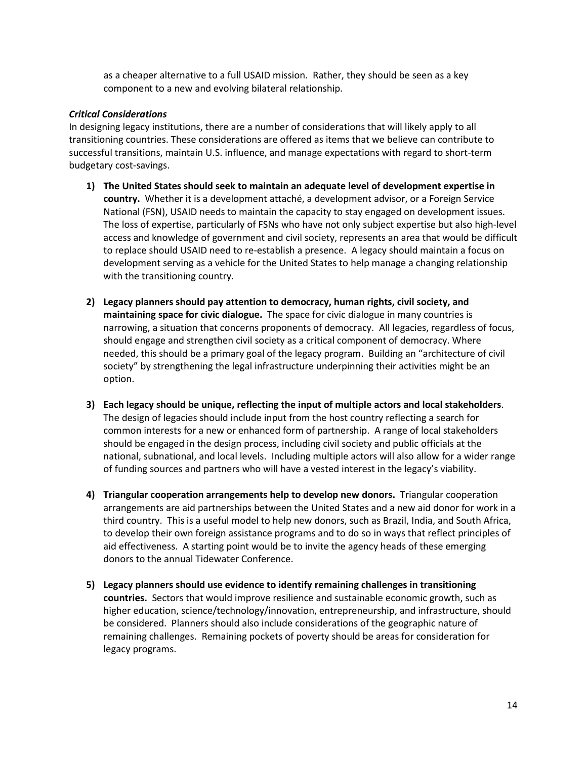as a cheaper alternative to a full USAID mission. Rather, they should be seen as a key component to a new and evolving bilateral relationship.

***Critical Considerations***

In designing legacy institutions, there are a number of considerations that will likely apply to all transitioning countries. These considerations are offered as items that we believe can contribute to successful transitions, maintain U.S. influence, and manage expectations with regard to short-term budgetary cost-savings.

1) **The United States should seek to maintain an adequate level of development expertise in country.** Whether it is a development attaché, a development advisor, or a Foreign Service National (FSN), USAID needs to maintain the capacity to stay engaged on development issues. The loss of expertise, particularly of FSNs who have not only subject expertise but also high-level access and knowledge of government and civil society, represents an area that would be difficult to replace should USAID need to re-establish a presence. A legacy should maintain a focus on development serving as a vehicle for the United States to help manage a changing relationship with the transitioning country.

2) **Legacy planners should pay attention to democracy, human rights, civil society, and maintaining space for civic dialogue.** The space for civic dialogue in many countries is narrowing, a situation that concerns proponents of democracy. All legacies, regardless of focus, should engage and strengthen civil society as a critical component of democracy. Where needed, this should be a primary goal of the legacy program. Building an "architecture of civil society" by strengthening the legal infrastructure underpinning their activities might be an option.

3) **Each legacy should be unique, reflecting the input of multiple actors and local stakeholders**. The design of legacies should include input from the host country reflecting a search for common interests for a new or enhanced form of partnership. A range of local stakeholders should be engaged in the design process, including civil society and public officials at the national, subnational, and local levels. Including multiple actors will also allow for a wider range of funding sources and partners who will have a vested interest in the legacy's viability.

4) **Triangular cooperation arrangements help to develop new donors.** Triangular cooperation arrangements are aid partnerships between the United States and a new aid donor for work in a third country. This is a useful model to help new donors, such as Brazil, India, and South Africa, to develop their own foreign assistance programs and to do so in ways that reflect principles of aid effectiveness. A starting point would be to invite the agency heads of these emerging donors to the annual Tidewater Conference.

5) **Legacy planners should use evidence to identify remaining challenges in transitioning countries.** Sectors that would improve resilience and sustainable economic growth, such as higher education, science/technology/innovation, entrepreneurship, and infrastructure, should be considered. Planners should also include considerations of the geographic nature of remaining challenges. Remaining pockets of poverty should be areas for consideration for legacy programs.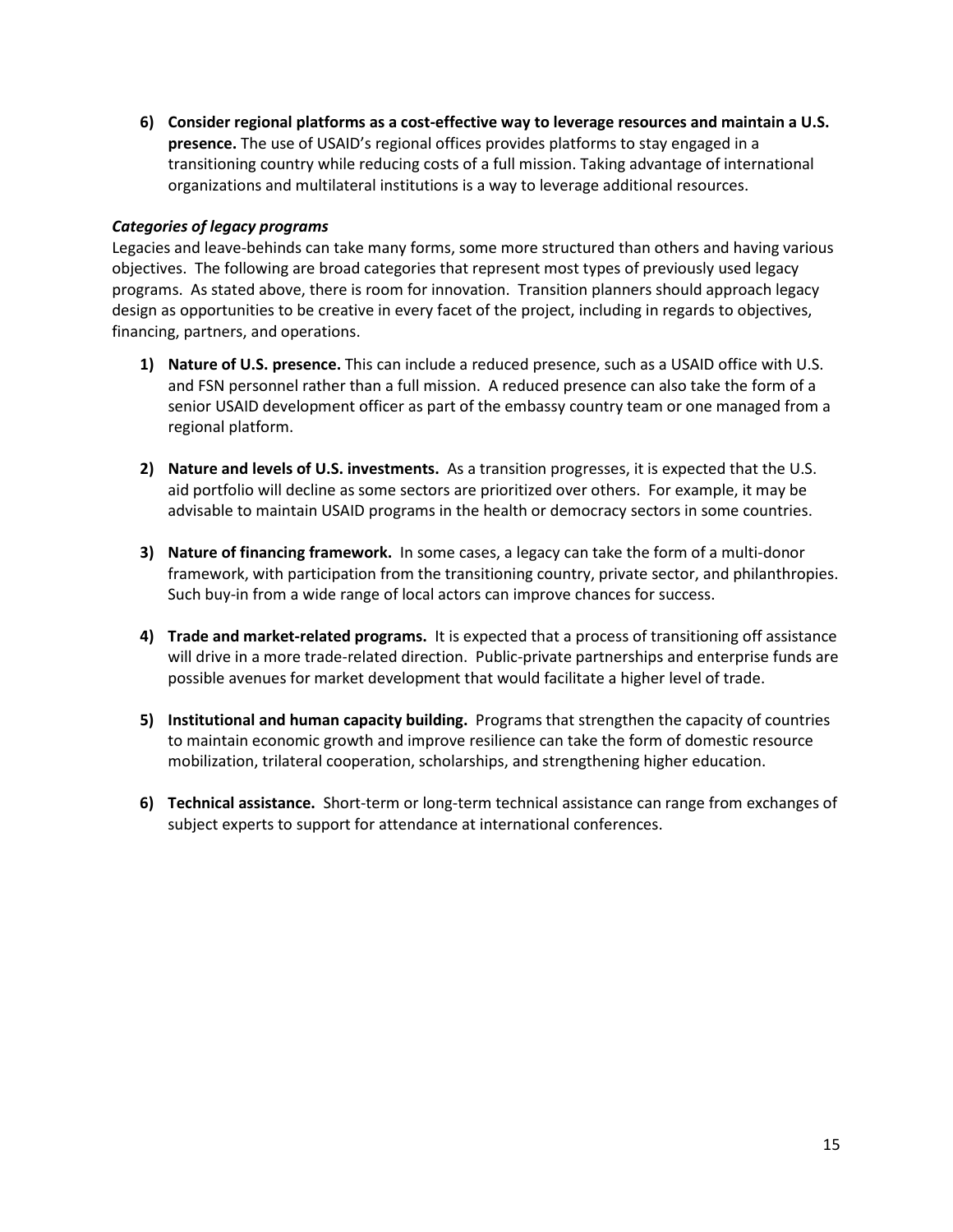6) **Consider regional platforms as a cost-effective way to leverage resources and maintain a U.S. presence.** The use of USAID's regional offices provides platforms to stay engaged in a transitioning country while reducing costs of a full mission. Taking advantage of international organizations and multilateral institutions is a way to leverage additional resources.

***Categories of legacy programs***

Legacies and leave-behinds can take many forms, some more structured than others and having various objectives. The following are broad categories that represent most types of previously used legacy programs. As stated above, there is room for innovation. Transition planners should approach legacy design as opportunities to be creative in every facet of the project, including in regards to objectives, financing, partners, and operations.

1) **Nature of U.S. presence.** This can include a reduced presence, such as a USAID office with U.S. and FSN personnel rather than a full mission. A reduced presence can also take the form of a senior USAID development officer as part of the embassy country team or one managed from a regional platform.

2) **Nature and levels of U.S. investments.** As a transition progresses, it is expected that the U.S. aid portfolio will decline as some sectors are prioritized over others. For example, it may be advisable to maintain USAID programs in the health or democracy sectors in some countries.

3) **Nature of financing framework.** In some cases, a legacy can take the form of a multi-donor framework, with participation from the transitioning country, private sector, and philanthropies. Such buy-in from a wide range of local actors can improve chances for success.

4) **Trade and market-related programs.** It is expected that a process of transitioning off assistance will drive in a more trade-related direction. Public-private partnerships and enterprise funds are possible avenues for market development that would facilitate a higher level of trade.

5) **Institutional and human capacity building.** Programs that strengthen the capacity of countries to maintain economic growth and improve resilience can take the form of domestic resource mobilization, trilateral cooperation, scholarships, and strengthening higher education.

6) **Technical assistance.** Short-term or long-term technical assistance can range from exchanges of subject experts to support for attendance at international conferences.